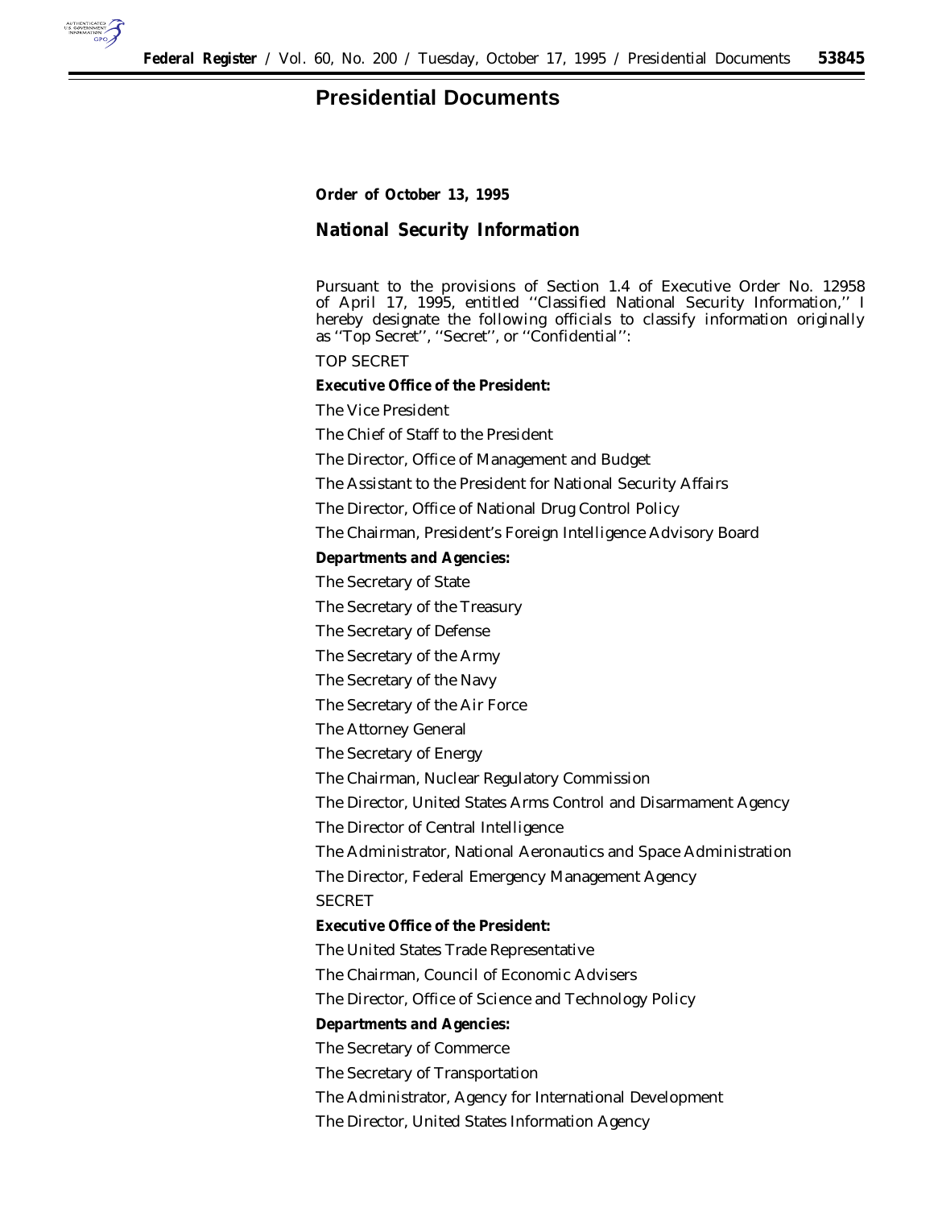# Presidential Documents

**Order of October 13, 1995**

## National Security Information

Pursuant to the provisions of Section 1.4 of Executive Order No. 12958 of April 17, 1995, entitled ''Classified National Security Information,'' I hereby designate the following officials to classify information originally as ''Top Secret'', ''Secret'', or ''Confidential'':

TOP SECRET

**Executive Office of the President:**

The Vice President

The Chief of Staff to the President

The Director, Office of Management and Budget

The Assistant to the President for National Security Affairs

The Director, Office of National Drug Control Policy

The Chairman, President's Foreign Intelligence Advisory Board

**Departments and Agencies:**

The Secretary of State

The Secretary of the Treasury

The Secretary of Defense

The Secretary of the Army

The Secretary of the Navy

The Secretary of the Air Force

The Attorney General

The Secretary of Energy

The Chairman, Nuclear Regulatory Commission

The Director, United States Arms Control and Disarmament Agency

The Director of Central Intelligence

The Administrator, National Aeronautics and Space Administration

The Director, Federal Emergency Management Agency

SECRET

**Executive Office of the President:**

The United States Trade Representative

The Chairman, Council of Economic Advisers

The Director, Office of Science and Technology Policy

**Departments and Agencies:**

The Secretary of Commerce

The Secretary of Transportation

The Administrator, Agency for International Development

The Director, United States Information Agency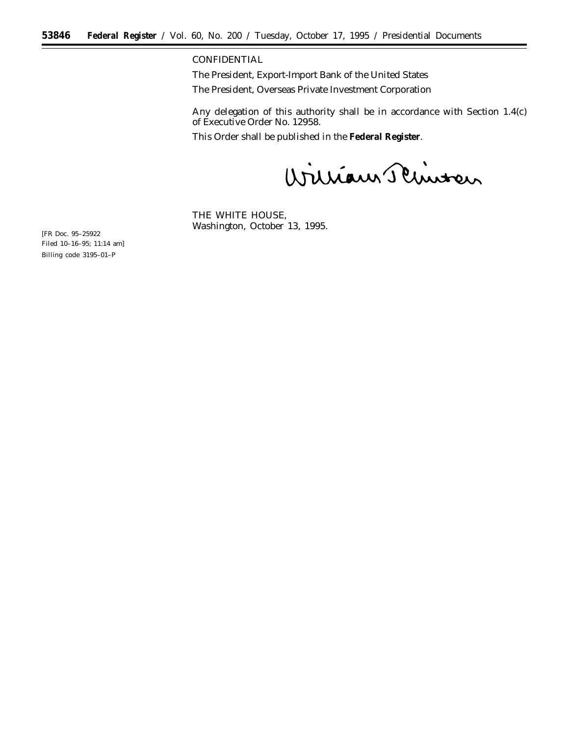CONFIDENTIAL

The President, Export-Import Bank of the United States

The President, Overseas Private Investment Corporation

Any delegation of this authority shall be in accordance with Section 1.4(c) of Executive Order No. 12958.

This Order shall be published in the **Federal Register**.

William J. Clinton

THE WHITE HOUSE,
Washington, October 13, 1995.

[FR Doc. 95–25922
Filed 10–16–95; 11:14 am]
Billing code 3195–01–P